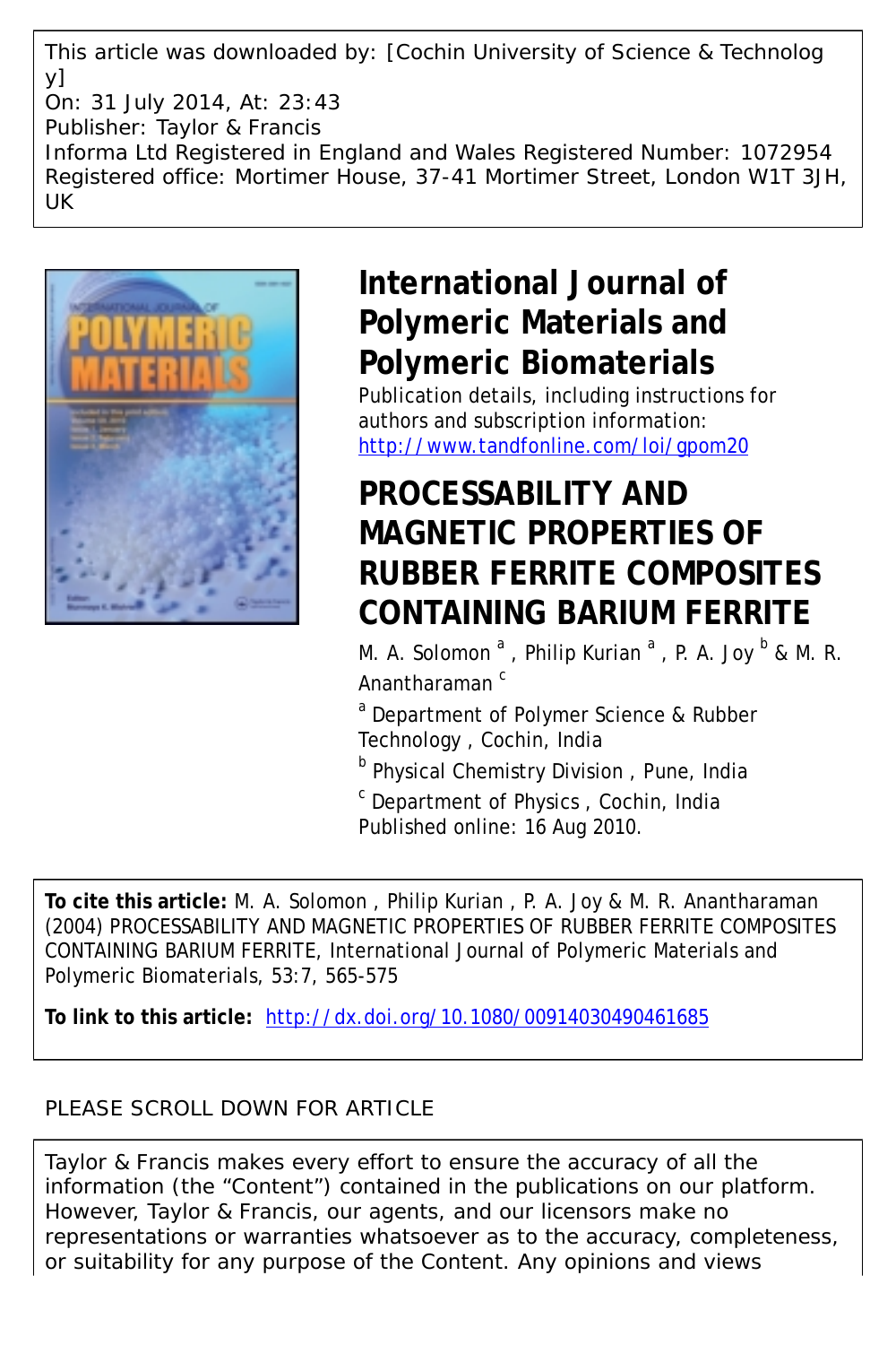This article was downloaded by: [Cochin University of Science & Technology]
On: 31 July 2014, At: 23:43
Publisher: Taylor & Francis
Informa Ltd Registered in England and Wales Registered Number: 1072954
Registered office: Mortimer House, 37-41 Mortimer Street, London W1T 3JH, UK

# International Journal of Polymeric Materials and Polymeric Biomaterials

Publication details, including instructions for authors and subscription information:
http://www.tandfonline.com/loi/gpom20

# PROCESSABILITY AND MAGNETIC PROPERTIES OF RUBBER FERRITE COMPOSITES CONTAINING BARIUM FERRITE

M. A. Solomon [a] , Philip Kurian [a] , P. A. Joy [b] & M. R. Anantharaman [c]

[a] Department of Polymer Science & Rubber Technology , Cochin, India

[b] Physical Chemistry Division , Pune, India

[c] Department of Physics , Cochin, India

Published online: 16 Aug 2010.

**To cite this article:** M. A. Solomon , Philip Kurian , P. A. Joy & M. R. Anantharaman (2004) PROCESSABILITY AND MAGNETIC PROPERTIES OF RUBBER FERRITE COMPOSITES CONTAINING BARIUM FERRITE, International Journal of Polymeric Materials and Polymeric Biomaterials, 53:7, 565-575

**To link to this article:** http://dx.doi.org/10.1080/00914030490461685

PLEASE SCROLL DOWN FOR ARTICLE

Taylor & Francis makes every effort to ensure the accuracy of all the information (the "Content") contained in the publications on our platform. However, Taylor & Francis, our agents, and our licensors make no representations or warranties whatsoever as to the accuracy, completeness, or suitability for any purpose of the Content. Any opinions and views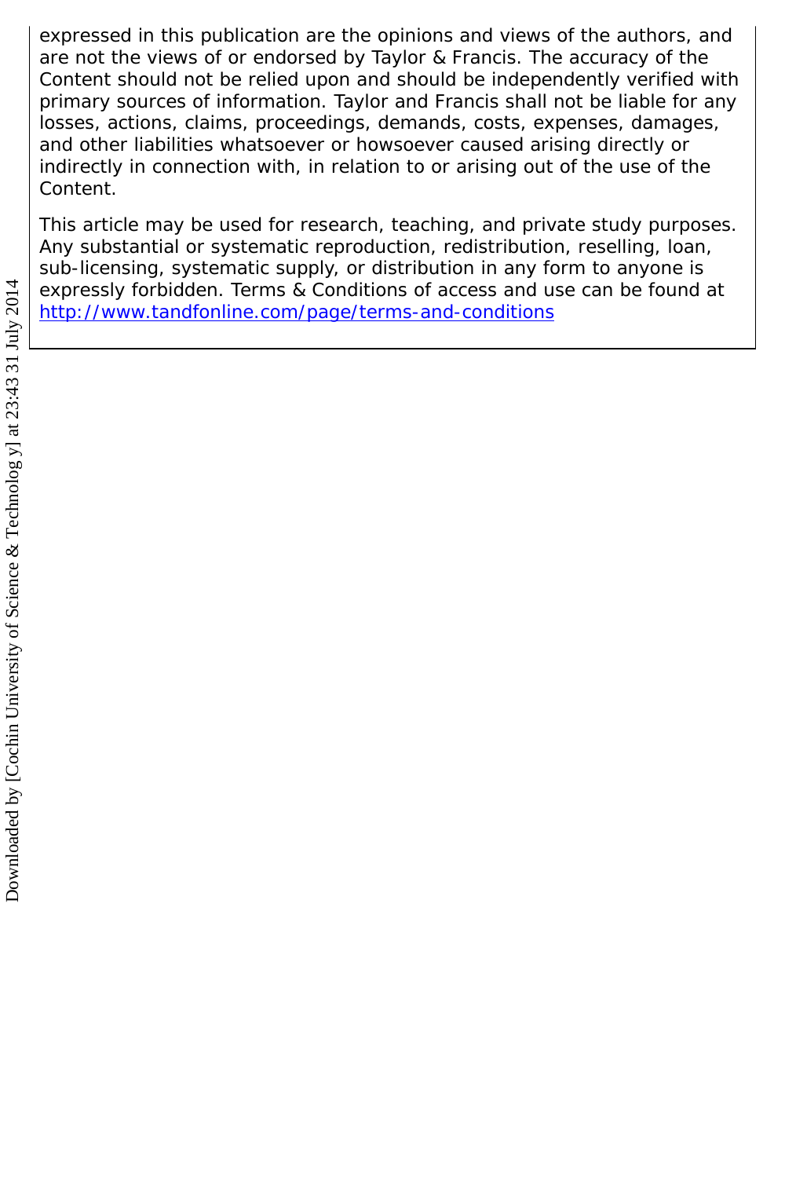expressed in this publication are the opinions and views of the authors, and are not the views of or endorsed by Taylor & Francis. The accuracy of the Content should not be relied upon and should be independently verified with primary sources of information. Taylor and Francis shall not be liable for any losses, actions, claims, proceedings, demands, costs, expenses, damages, and other liabilities whatsoever or howsoever caused arising directly or indirectly in connection with, in relation to or arising out of the use of the Content.

This article may be used for research, teaching, and private study purposes. Any substantial or systematic reproduction, redistribution, reselling, loan, sub-licensing, systematic supply, or distribution in any form to anyone is expressly forbidden. Terms & Conditions of access and use can be found at http://www.tandfonline.com/page/terms-and-conditions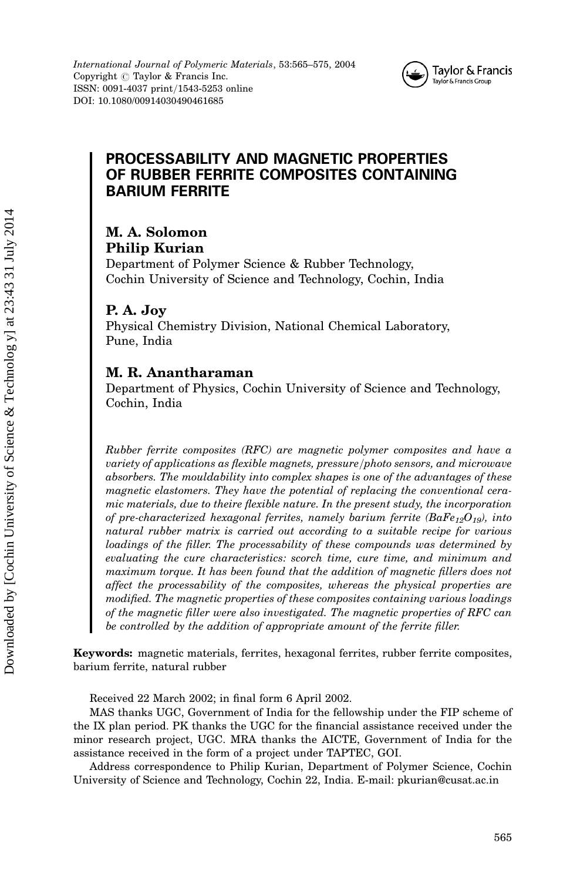# PROCESSABILITY AND MAGNETIC PROPERTIES OF RUBBER FERRITE COMPOSITES CONTAINING BARIUM FERRITE

**M. A. Solomon**
**Philip Kurian**
Department of Polymer Science & Rubber Technology, Cochin University of Science and Technology, Cochin, India

**P. A. Joy**
Physical Chemistry Division, National Chemical Laboratory, Pune, India

**M. R. Anantharaman**
Department of Physics, Cochin University of Science and Technology, Cochin, India

*Rubber ferrite composites (RFC) are magnetic polymer composites and have a variety of applications as flexible magnets, pressure/photo sensors, and microwave absorbers. The mouldability into complex shapes is one of the advantages of these magnetic elastomers. They have the potential of replacing the conventional ceramic materials, due to theire flexible nature. In the present study, the incorporation of pre-characterized hexagonal ferrites, namely barium ferrite ($BaFe_{12}O_{19}$), into natural rubber matrix is carried out according to a suitable recipe for various loadings of the filler. The processability of these compounds was determined by evaluating the cure characteristics: scorch time, cure time, and minimum and maximum torque. It has been found that the addition of magnetic fillers does not affect the processability of the composites, whereas the physical properties are modified. The magnetic properties of these composites containing various loadings of the magnetic filler were also investigated. The magnetic properties of RFC can be controlled by the addition of appropriate amount of the ferrite filler.*

**Keywords:** magnetic materials, ferrites, hexagonal ferrites, rubber ferrite composites, barium ferrite, natural rubber

Received 22 March 2002; in final form 6 April 2002.

MAS thanks UGC, Government of India for the fellowship under the FIP scheme of the IX plan period. PK thanks the UGC for the financial assistance received under the minor research project, UGC. MRA thanks the AICTE, Government of India for the assistance received in the form of a project under TAPTEC, GOI.

Address correspondence to Philip Kurian, Department of Polymer Science, Cochin University of Science and Technology, Cochin 22, India. E-mail: pkurian@cusat.ac.in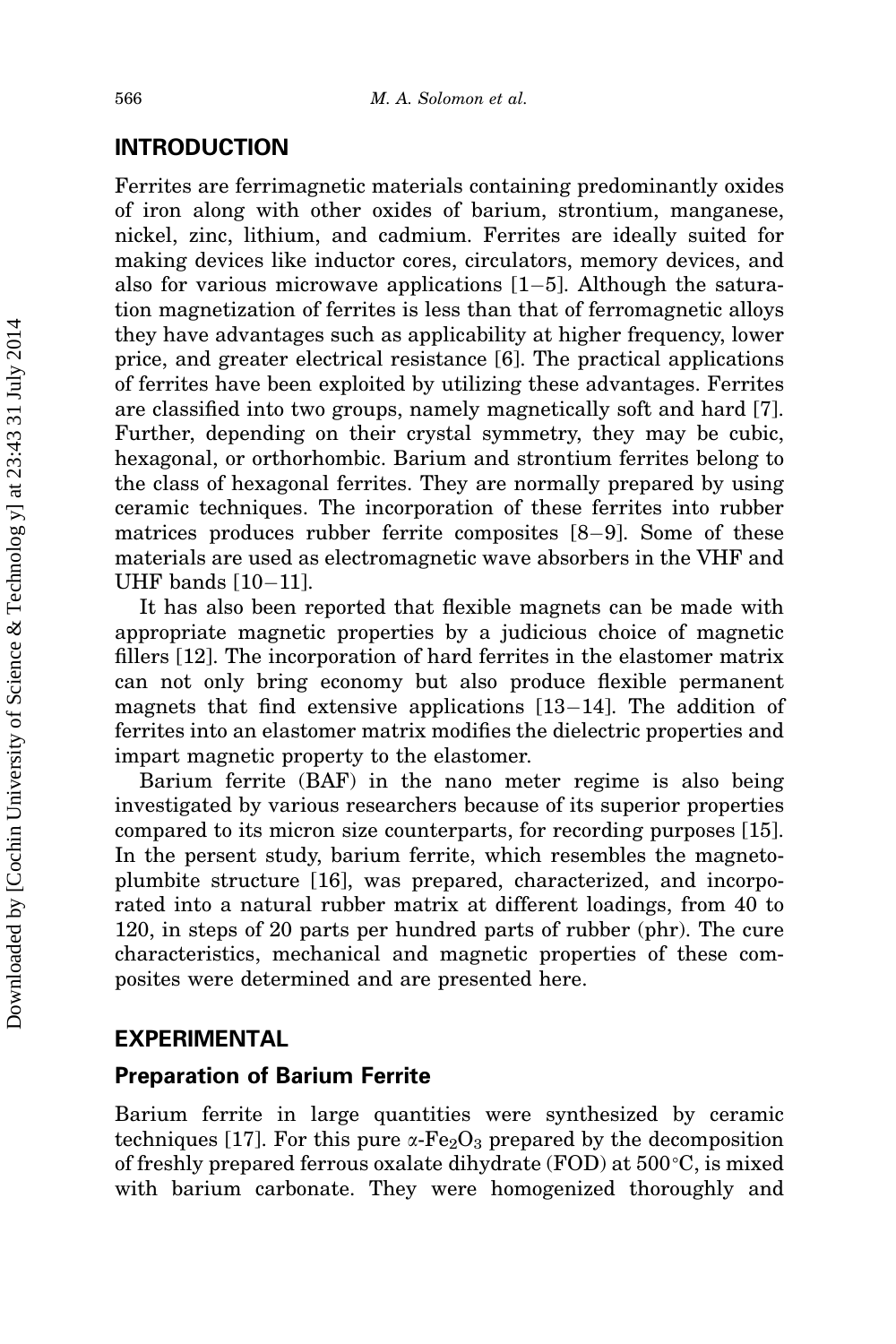## INTRODUCTION

Ferrites are ferrimagnetic materials containing predominantly oxides of iron along with other oxides of barium, strontium, manganese, nickel, zinc, lithium, and cadmium. Ferrites are ideally suited for making devices like inductor cores, circulators, memory devices, and also for various microwave applications [1–5]. Although the saturation magnetization of ferrites is less than that of ferromagnetic alloys they have advantages such as applicability at higher frequency, lower price, and greater electrical resistance [6]. The practical applications of ferrites have been exploited by utilizing these advantages. Ferrites are classified into two groups, namely magnetically soft and hard [7]. Further, depending on their crystal symmetry, they may be cubic, hexagonal, or orthorhombic. Barium and strontium ferrites belong to the class of hexagonal ferrites. They are normally prepared by using ceramic techniques. The incorporation of these ferrites into rubber matrices produces rubber ferrite composites [8–9]. Some of these materials are used as electromagnetic wave absorbers in the VHF and UHF bands [10–11].

It has also been reported that flexible magnets can be made with appropriate magnetic properties by a judicious choice of magnetic fillers [12]. The incorporation of hard ferrites in the elastomer matrix can not only bring economy but also produce flexible permanent magnets that find extensive applications [13–14]. The addition of ferrites into an elastomer matrix modifies the dielectric properties and impart magnetic property to the elastomer.

Barium ferrite (BAF) in the nano meter regime is also being investigated by various researchers because of its superior properties compared to its micron size counterparts, for recording purposes [15]. In the persent study, barium ferrite, which resembles the magnetoplumbite structure [16], was prepared, characterized, and incorporated into a natural rubber matrix at different loadings, from 40 to 120, in steps of 20 parts per hundred parts of rubber (phr). The cure characteristics, mechanical and magnetic properties of these composites were determined and are presented here.

## EXPERIMENTAL

### Preparation of Barium Ferrite

Barium ferrite in large quantities were synthesized by ceramic techniques [17]. For this pure $\alpha$-$Fe_2O_3$ prepared by the decomposition of freshly prepared ferrous oxalate dihydrate (FOD) at 500°C, is mixed with barium carbonate. They were homogenized thoroughly and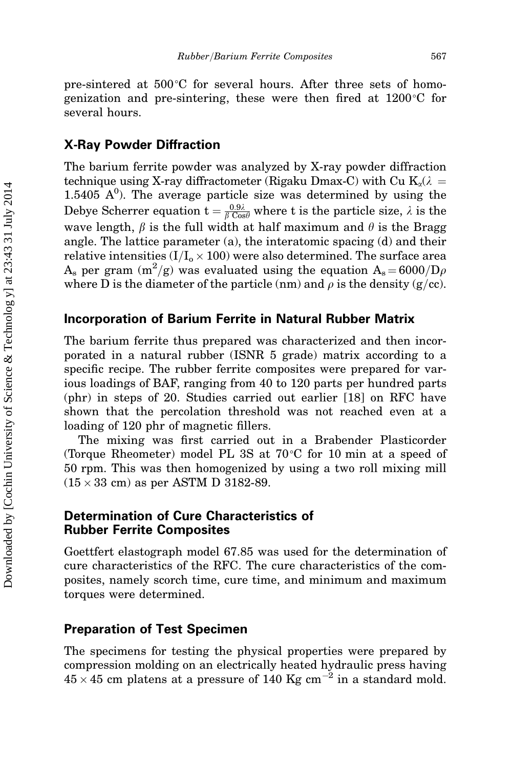pre-sintered at 500°C for several hours. After three sets of homogenization and pre-sintering, these were then fired at 1200°C for several hours.

## X-Ray Powder Diffraction

The barium ferrite powder was analyzed by X-ray powder diffraction technique using X-ray diffractometer (Rigaku Dmax-C) with Cu $K_\alpha$($\lambda$ = 1.5405 $A^0$). The average particle size was determined by using the Debye Scherrer equation $t = \frac{0.9\lambda}{\beta \cos\theta}$ where t is the particle size, $\lambda$ is the wave length, $\beta$ is the full width at half maximum and $\theta$ is the Bragg angle. The lattice parameter (a), the interatomic spacing (d) and their relative intensities ($I/I_o \times 100$) were also determined. The surface area $A_s$ per gram ($m^2/g$) was evaluated using the equation $A_s = 6000/D\rho$ where D is the diameter of the particle (nm) and $\rho$ is the density (g/cc).

## Incorporation of Barium Ferrite in Natural Rubber Matrix

The barium ferrite thus prepared was characterized and then incorporated in a natural rubber (ISNR 5 grade) matrix according to a specific recipe. The rubber ferrite composites were prepared for various loadings of BAF, ranging from 40 to 120 parts per hundred parts (phr) in steps of 20. Studies carried out earlier [18] on RFC have shown that the percolation threshold was not reached even at a loading of 120 phr of magnetic fillers.

The mixing was first carried out in a Brabender Plasticorder (Torque Rheometer) model PL 3S at 70°C for 10 min at a speed of 50 rpm. This was then homogenized by using a two roll mixing mill (15 × 33 cm) as per ASTM D 3182-89.

## Determination of Cure Characteristics of Rubber Ferrite Composites

Goettfert elastograph model 67.85 was used for the determination of cure characteristics of the RFC. The cure characteristics of the composites, namely scorch time, cure time, and minimum and maximum torques were determined.

## Preparation of Test Specimen

The specimens for testing the physical properties were prepared by compression molding on an electrically heated hydraulic press having 45 × 45 cm platens at a pressure of 140 Kg $cm^{-2}$ in a standard mold.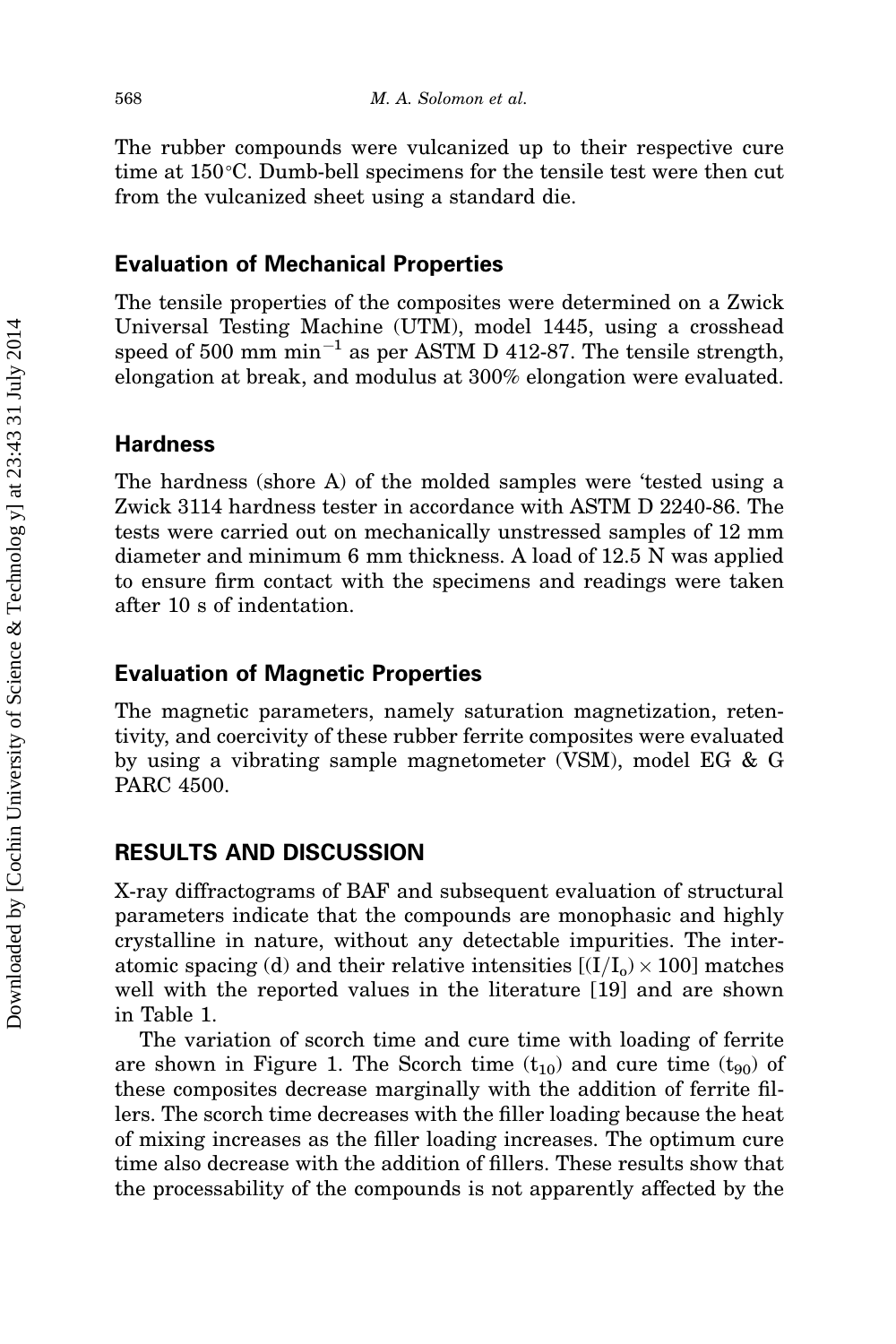The rubber compounds were vulcanized up to their respective cure time at 150°C. Dumb-bell specimens for the tensile test were then cut from the vulcanized sheet using a standard die.

## Evaluation of Mechanical Properties

The tensile properties of the composites were determined on a Zwick Universal Testing Machine (UTM), model 1445, using a crosshead speed of 500 mm $min^{-1}$ as per ASTM D 412-87. The tensile strength, elongation at break, and modulus at 300% elongation were evaluated.

## Hardness

The hardness (shore A) of the molded samples were 'tested using a Zwick 3114 hardness tester in accordance with ASTM D 2240-86. The tests were carried out on mechanically unstressed samples of 12 mm diameter and minimum 6 mm thickness. A load of 12.5 N was applied to ensure firm contact with the specimens and readings were taken after 10 s of indentation.

## Evaluation of Magnetic Properties

The magnetic parameters, namely saturation magnetization, retentivity, and coercivity of these rubber ferrite composites were evaluated by using a vibrating sample magnetometer (VSM), model EG & G PARC 4500.

# RESULTS AND DISCUSSION

X-ray diffractograms of BAF and subsequent evaluation of structural parameters indicate that the compounds are monophasic and highly crystalline in nature, without any detectable impurities. The interatomic spacing (d) and their relative intensities $[(I/I_o) \times 100]$ matches well with the reported values in the literature [19] and are shown in Table 1.

The variation of scorch time and cure time with loading of ferrite are shown in Figure 1. The Scorch time ($t_{10}$) and cure time ($t_{90}$) of these composites decrease marginally with the addition of ferrite fillers. The scorch time decreases with the filler loading because the heat of mixing increases as the filler loading increases. The optimum cure time also decrease with the addition of fillers. These results show that the processability of the compounds is not apparently affected by the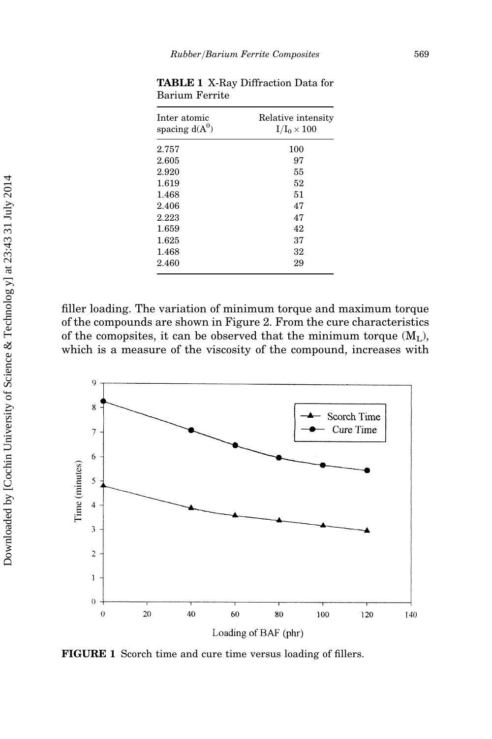**TABLE 1** X-Ray Diffraction Data for Barium Ferrite

| Inter atomic spacing d($A^0$) | Relative intensity $I/I_0 \times 100$ |
|---|---|
| 2.757 | 100 |
| 2.605 | 97 |
| 2.920 | 55 |
| 1.619 | 52 |
| 1.468 | 51 |
| 2.406 | 47 |
| 2.223 | 47 |
| 1.659 | 42 |
| 1.625 | 37 |
| 1.468 | 32 |
| 2.460 | 29 |

filler loading. The variation of minimum torque and maximum torque of the compounds are shown in Figure 2. From the cure characteristics of the comopsites, it can be observed that the minimum torque ($M_L$), which is a measure of the viscosity of the compound, increases with

**FIGURE 1** Scorch time and cure time versus loading of fillers.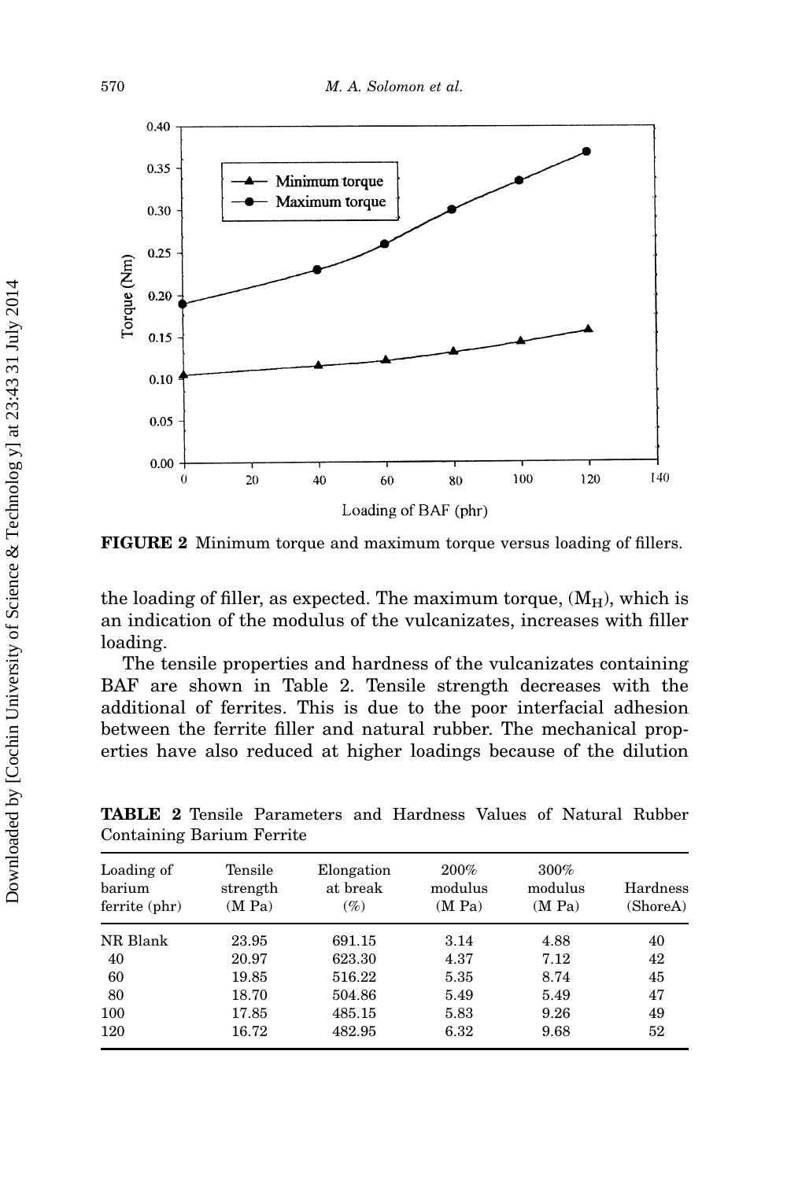**FIGURE 2** Minimum torque and maximum torque versus loading of fillers.

the loading of filler, as expected. The maximum torque, ($M_H$), which is an indication of the modulus of the vulcanizates, increases with filler loading.

The tensile properties and hardness of the vulcanizates containing BAF are shown in Table 2. Tensile strength decreases with the additional of ferrites. This is due to the poor interfacial adhesion between the ferrite filler and natural rubber. The mechanical properties have also reduced at higher loadings because of the dilution

**TABLE 2** Tensile Parameters and Hardness Values of Natural Rubber Containing Barium Ferrite

| Loading of barium ferrite (phr) | Tensile strength (M Pa) | Elongation at break (%) | 200% modulus (M Pa) | 300% modulus (M Pa) | Hardness (ShoreA) |
|---|---|---|---|---|---|
| NR Blank | 23.95 | 691.15 | 3.14 | 4.88 | 40 |
| 40 | 20.97 | 623.30 | 4.37 | 7.12 | 42 |
| 60 | 19.85 | 516.22 | 5.35 | 8.74 | 45 |
| 80 | 18.70 | 504.86 | 5.49 | 5.49 | 47 |
| 100 | 17.85 | 485.15 | 5.83 | 9.26 | 49 |
| 120 | 16.72 | 482.95 | 6.32 | 9.68 | 52 |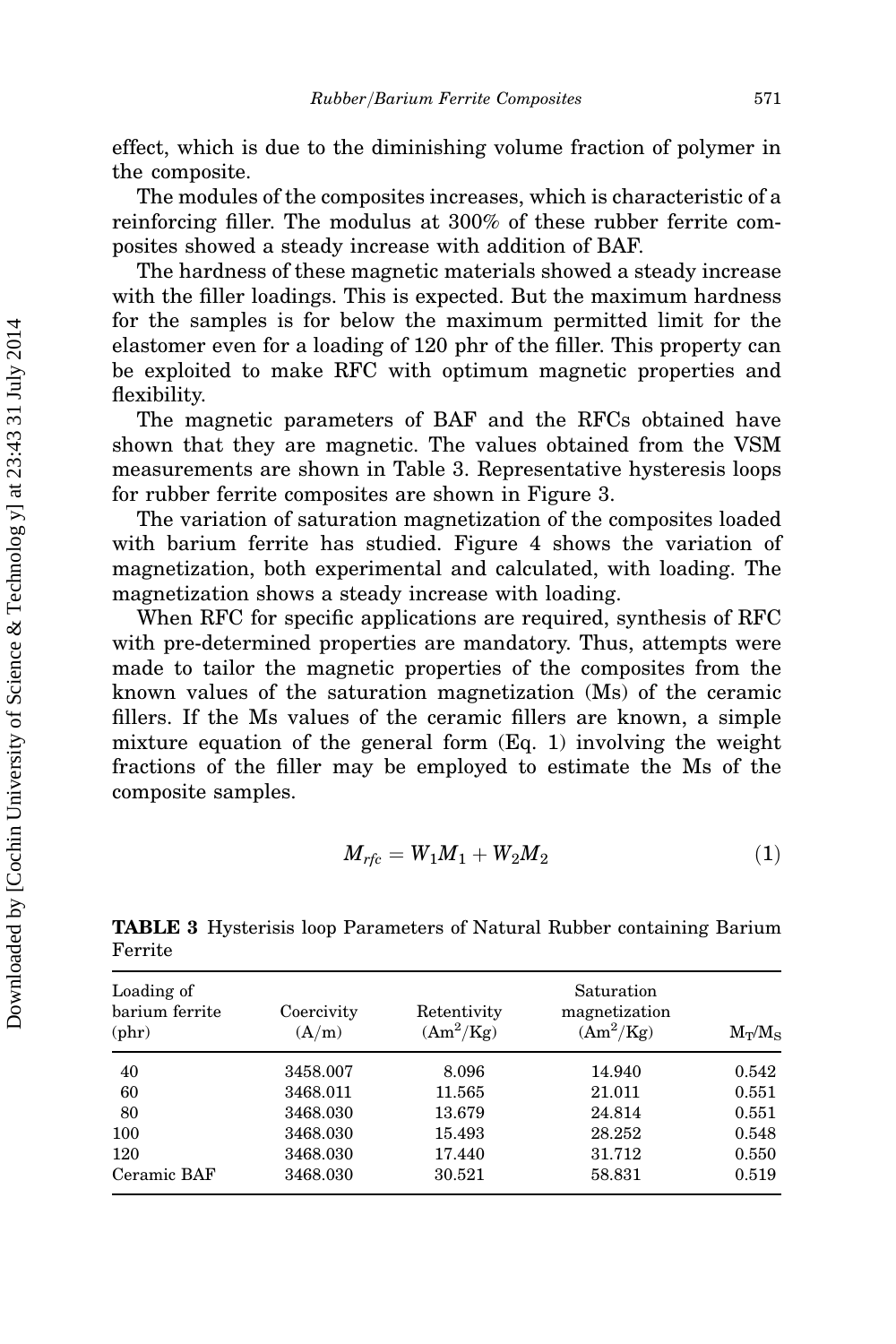effect, which is due to the diminishing volume fraction of polymer in the composite.

The modules of the composites increases, which is characteristic of a reinforcing filler. The modulus at 300% of these rubber ferrite composites showed a steady increase with addition of BAF.

The hardness of these magnetic materials showed a steady increase with the filler loadings. This is expected. But the maximum hardness for the samples is for below the maximum permitted limit for the elastomer even for a loading of 120 phr of the filler. This property can be exploited to make RFC with optimum magnetic properties and flexibility.

The magnetic parameters of BAF and the RFCs obtained have shown that they are magnetic. The values obtained from the VSM measurements are shown in Table 3. Representative hysteresis loops for rubber ferrite composites are shown in Figure 3.

The variation of saturation magnetization of the composites loaded with barium ferrite has studied. Figure 4 shows the variation of magnetization, both experimental and calculated, with loading. The magnetization shows a steady increase with loading.

When RFC for specific applications are required, synthesis of RFC with pre-determined properties are mandatory. Thus, attempts were made to tailor the magnetic properties of the composites from the known values of the saturation magnetization (Ms) of the ceramic fillers. If the Ms values of the ceramic fillers are known, a simple mixture equation of the general form (Eq. 1) involving the weight fractions of the filler may be employed to estimate the Ms of the composite samples.

$$M_{rfc} = W_1M_1 + W_2M_2 \tag{1}$$

**TABLE 3** Hysterisis loop Parameters of Natural Rubber containing Barium Ferrite

| Loading of barium ferrite (phr) | Coercivity (A/m) | Retentivity ($Am^2/Kg$) | Saturation magnetization ($Am^2/Kg$) | $M_T/M_S$ |
|---|---|---|---|---|
| 40 | 3458.007 | 8.096 | 14.940 | 0.542 |
| 60 | 3468.011 | 11.565 | 21.011 | 0.551 |
| 80 | 3468.030 | 13.679 | 24.814 | 0.551 |
| 100 | 3468.030 | 15.493 | 28.252 | 0.548 |
| 120 | 3468.030 | 17.440 | 31.712 | 0.550 |
| Ceramic BAF | 3468.030 | 30.521 | 58.831 | 0.519 |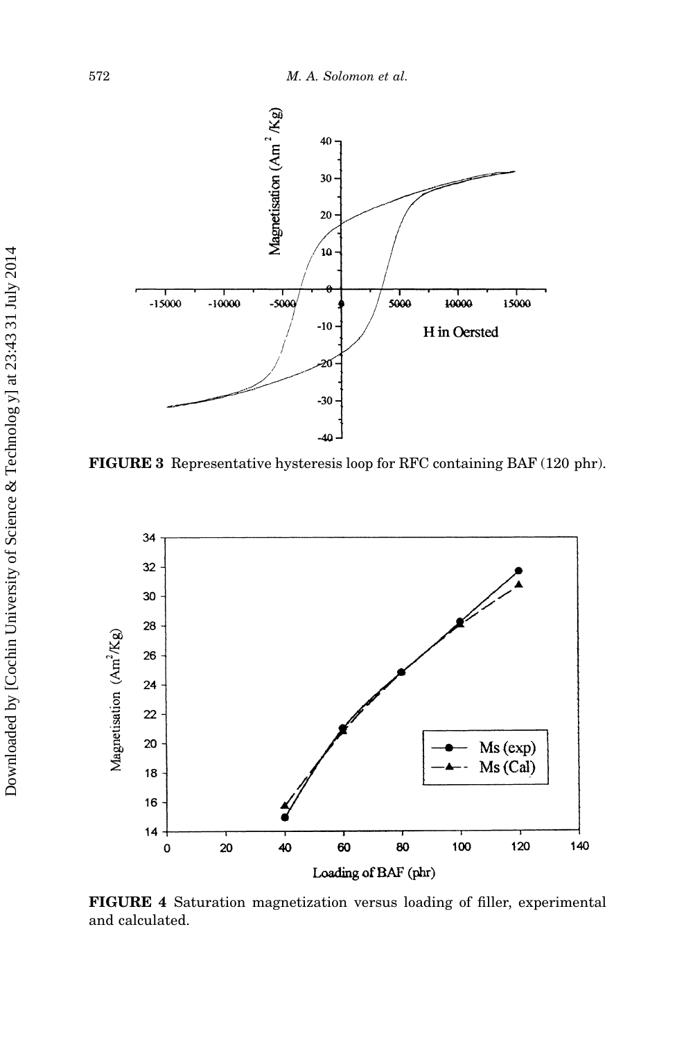FIGURE 3 Representative hysteresis loop for RFC containing BAF (120 phr).

FIGURE 4 Saturation magnetization versus loading of filler, experimental and calculated.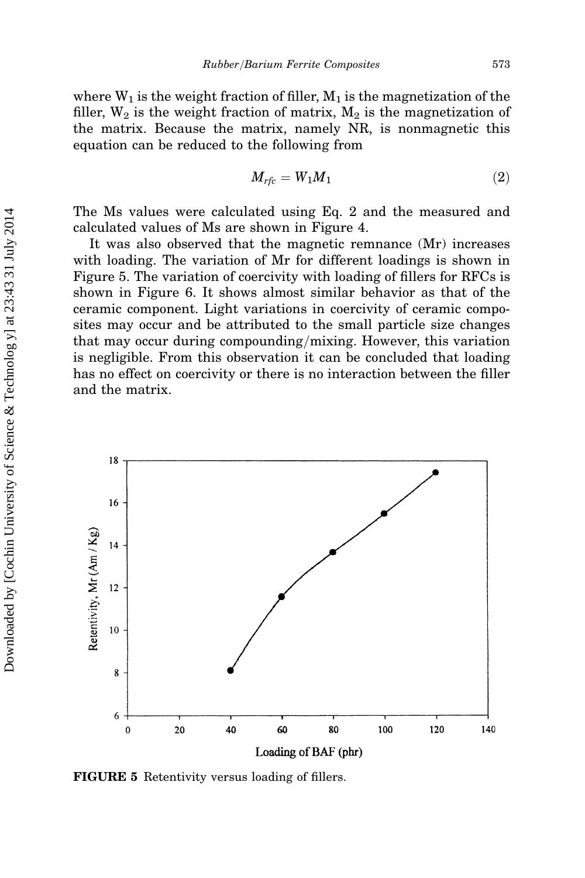where $W_1$ is the weight fraction of filler, $M_1$ is the magnetization of the filler, $W_2$ is the weight fraction of matrix, $M_2$ is the magnetization of the matrix. Because the matrix, namely NR, is nonmagnetic this equation can be reduced to the following from

$$M_{rfc} = W_1 M_1 \tag{2}$$

The Ms values were calculated using Eq. 2 and the measured and calculated values of Ms are shown in Figure 4.

It was also observed that the magnetic remnance (Mr) increases with loading. The variation of Mr for different loadings is shown in Figure 5. The variation of coercivity with loading of fillers for RFCs is shown in Figure 6. It shows almost similar behavior as that of the ceramic component. Light variations in coercivity of ceramic composites may occur and be attributed to the small particle size changes that may occur during compounding/mixing. However, this variation is negligible. From this observation it can be concluded that loading has no effect on coercivity or there is no interaction between the filler and the matrix.

**FIGURE 5** Retentivity versus loading of fillers.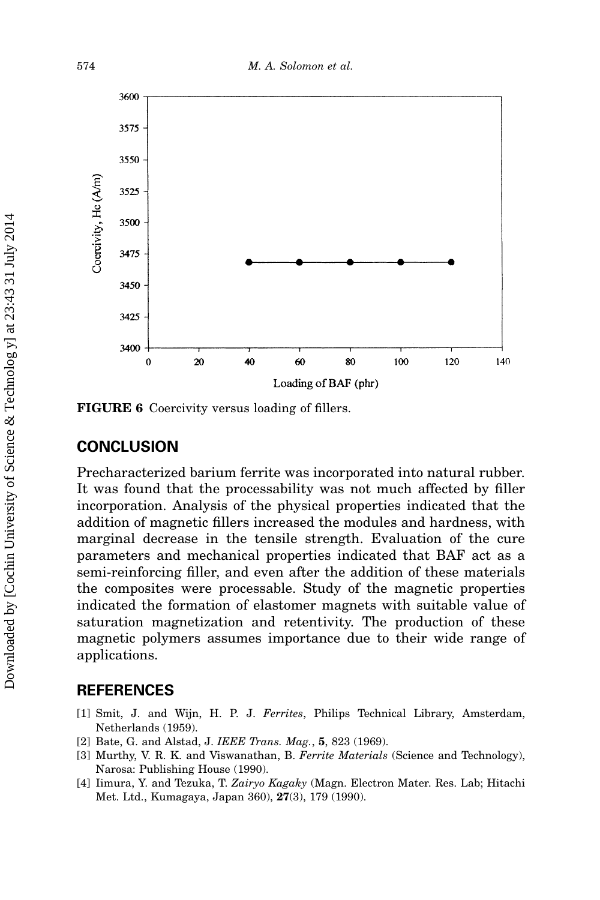FIGURE 6 Coercivity versus loading of fillers.

## CONCLUSION

Precharacterized barium ferrite was incorporated into natural rubber. It was found that the processability was not much affected by filler incorporation. Analysis of the physical properties indicated that the addition of magnetic fillers increased the modules and hardness, with marginal decrease in the tensile strength. Evaluation of the cure parameters and mechanical properties indicated that BAF act as a semi-reinforcing filler, and even after the addition of these materials the composites were processable. Study of the magnetic properties indicated the formation of elastomer magnets with suitable value of saturation magnetization and retentivity. The production of these magnetic polymers assumes importance due to their wide range of applications.

## REFERENCES

[1] Smit, J. and Wijn, H. P. J. *Ferrites*, Philips Technical Library, Amsterdam, Netherlands (1959).

[2] Bate, G. and Alstad, J. *IEEE Trans. Mag.*, **5**, 823 (1969).

[3] Murthy, V. R. K. and Viswanathan, B. *Ferrite Materials* (Science and Technology), Narosa: Publishing House (1990).

[4] Iimura, Y. and Tezuka, T. *Zairyo Kagaky* (Magn. Electron Mater. Res. Lab; Hitachi Met. Ltd., Kumagaya, Japan 360), **27**(3), 179 (1990).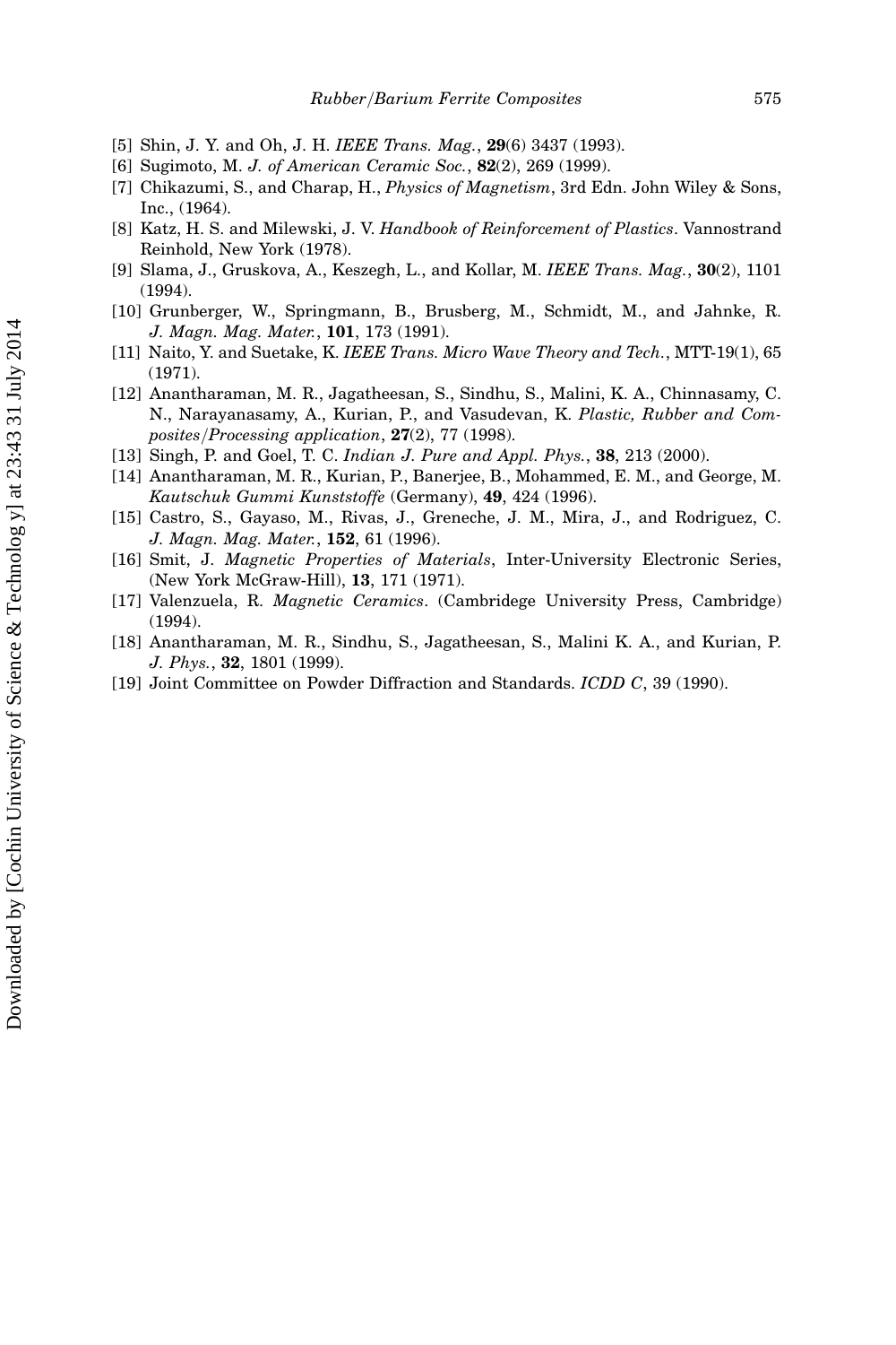[5] Shin, J. Y. and Oh, J. H. *IEEE Trans. Mag.*, **29**(6) 3437 (1993).

[6] Sugimoto, M. *J. of American Ceramic Soc.*, **82**(2), 269 (1999).

[7] Chikazumi, S., and Charap, H., *Physics of Magnetism*, 3rd Edn. John Wiley & Sons, Inc., (1964).

[8] Katz, H. S. and Milewski, J. V. *Handbook of Reinforcement of Plastics*. Vannostrand Reinhold, New York (1978).

[9] Slama, J., Gruskova, A., Keszegh, L., and Kollar, M. *IEEE Trans. Mag.*, **30**(2), 1101 (1994).

[10] Grunberger, W., Springmann, B., Brusberg, M., Schmidt, M., and Jahnke, R. *J. Magn. Mag. Mater.*, **101**, 173 (1991).

[11] Naito, Y. and Suetake, K. *IEEE Trans. Micro Wave Theory and Tech.*, MTT-19(1), 65 (1971).

[12] Anantharaman, M. R., Jagatheesan, S., Sindhu, S., Malini, K. A., Chinnasamy, C. N., Narayanasamy, A., Kurian, P., and Vasudevan, K. *Plastic, Rubber and Composites/Processing application*, **27**(2), 77 (1998).

[13] Singh, P. and Goel, T. C. *Indian J. Pure and Appl. Phys.*, **38**, 213 (2000).

[14] Anantharaman, M. R., Kurian, P., Banerjee, B., Mohammed, E. M., and George, M. *Kautschuk Gummi Kunststoffe* (Germany), **49**, 424 (1996).

[15] Castro, S., Gayaso, M., Rivas, J., Greneche, J. M., Mira, J., and Rodriguez, C. *J. Magn. Mag. Mater.*, **152**, 61 (1996).

[16] Smit, J. *Magnetic Properties of Materials*, Inter-University Electronic Series, (New York McGraw-Hill), **13**, 171 (1971).

[17] Valenzuela, R. *Magnetic Ceramics*. (Cambridege University Press, Cambridge) (1994).

[18] Anantharaman, M. R., Sindhu, S., Jagatheesan, S., Malini K. A., and Kurian, P. *J. Phys.*, **32**, 1801 (1999).

[19] Joint Committee on Powder Diffraction and Standards. *ICDD C*, 39 (1990).